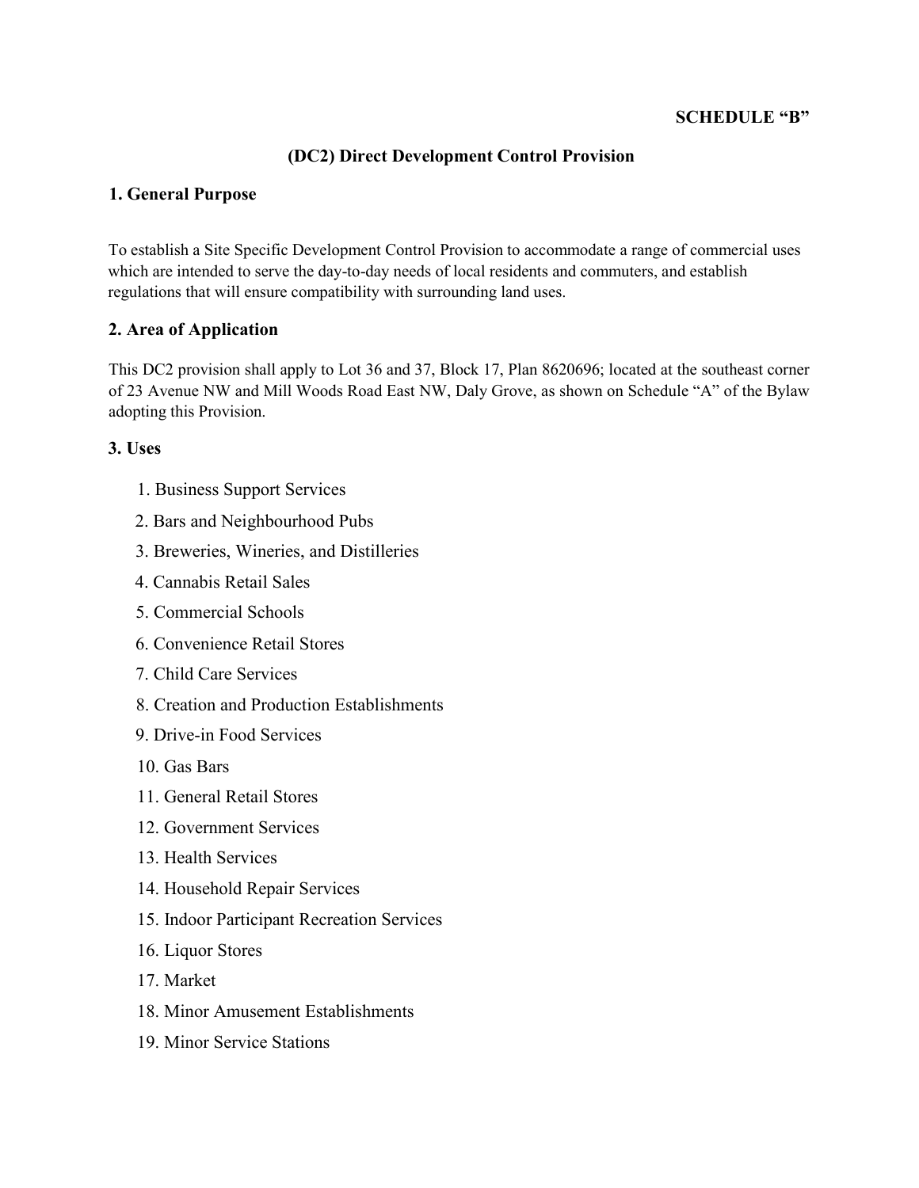**SCHEDULE "B"**

# (DC2) Direct Development Control Provision

## 1. General Purpose

To establish a Site Specific Development Control Provision to accommodate a range of commercial uses which are intended to serve the day-to-day needs of local residents and commuters, and establish regulations that will ensure compatibility with surrounding land uses.

## 2. Area of Application

This DC2 provision shall apply to Lot 36 and 37, Block 17, Plan 8620696; located at the southeast corner of 23 Avenue NW and Mill Woods Road East NW, Daly Grove, as shown on Schedule "A" of the Bylaw adopting this Provision.

## 3. Uses

1. Business Support Services
2. Bars and Neighbourhood Pubs
3. Breweries, Wineries, and Distilleries
4. Cannabis Retail Sales
5. Commercial Schools
6. Convenience Retail Stores
7. Child Care Services
8. Creation and Production Establishments
9. Drive-in Food Services
10. Gas Bars
11. General Retail Stores
12. Government Services
13. Health Services
14. Household Repair Services
15. Indoor Participant Recreation Services
16. Liquor Stores
17. Market
18. Minor Amusement Establishments
19. Minor Service Stations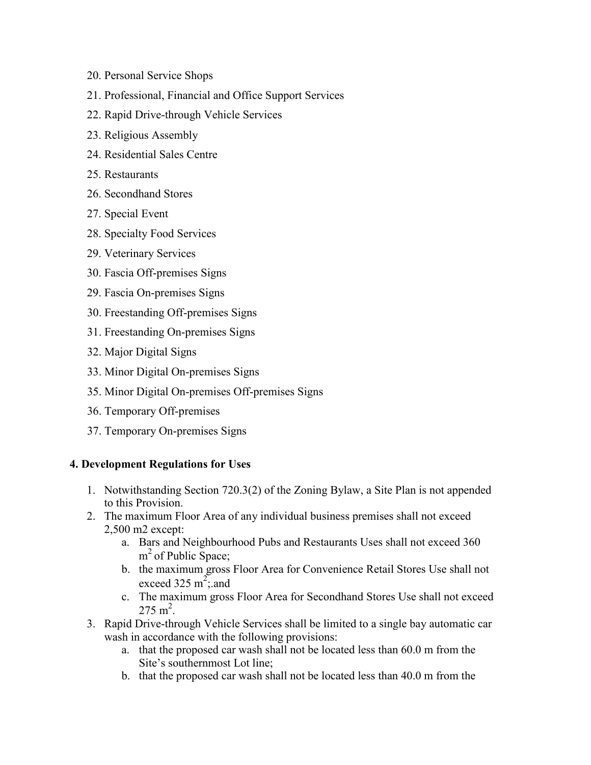20. Personal Service Shops
21. Professional, Financial and Office Support Services
22. Rapid Drive-through Vehicle Services
23. Religious Assembly
24. Residential Sales Centre
25. Restaurants
26. Secondhand Stores
27. Special Event
28. Specialty Food Services
29. Veterinary Services
30. Fascia Off-premises Signs
29. Fascia On-premises Signs
30. Freestanding Off-premises Signs
31. Freestanding On-premises Signs
32. Major Digital Signs
33. Minor Digital On-premises Signs
35. Minor Digital On-premises Off-premises Signs
36. Temporary Off-premises
37. Temporary On-premises Signs

### 4. Development Regulations for Uses

1. Notwithstanding Section 720.3(2) of the Zoning Bylaw, a Site Plan is not appended to this Provision.
2. The maximum Floor Area of any individual business premises shall not exceed 2,500 m2 except:
   a. Bars and Neighbourhood Pubs and Restaurants Uses shall not exceed 360 $m^2$ of Public Space;
   b. the maximum gross Floor Area for Convenience Retail Stores Use shall not exceed 325 $m^2$;.and
   c. The maximum gross Floor Area for Secondhand Stores Use shall not exceed 275 $m^2$.
3. Rapid Drive-through Vehicle Services shall be limited to a single bay automatic car wash in accordance with the following provisions:
   a. that the proposed car wash shall not be located less than 60.0 m from the Site's southernmost Lot line;
   b. that the proposed car wash shall not be located less than 40.0 m from the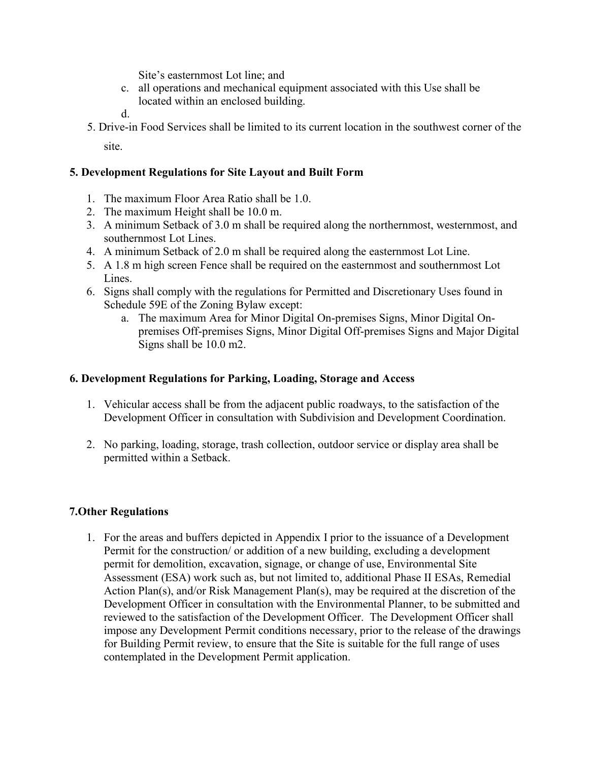Site's easternmost Lot line; and

c. all operations and mechanical equipment associated with this Use shall be located within an enclosed building.

d.

5. Drive-in Food Services shall be limited to its current location in the southwest corner of the site.

**5. Development Regulations for Site Layout and Built Form**

1. The maximum Floor Area Ratio shall be 1.0.
2. The maximum Height shall be 10.0 m.
3. A minimum Setback of 3.0 m shall be required along the northernmost, westernmost, and southernmost Lot Lines.
4. A minimum Setback of 2.0 m shall be required along the easternmost Lot Line.
5. A 1.8 m high screen Fence shall be required on the easternmost and southernmost Lot Lines.
6. Signs shall comply with the regulations for Permitted and Discretionary Uses found in Schedule 59E of the Zoning Bylaw except:
   a. The maximum Area for Minor Digital On-premises Signs, Minor Digital On-premises Off-premises Signs, Minor Digital Off-premises Signs and Major Digital Signs shall be 10.0 m2.

**6. Development Regulations for Parking, Loading, Storage and Access**

1. Vehicular access shall be from the adjacent public roadways, to the satisfaction of the Development Officer in consultation with Subdivision and Development Coordination.

2. No parking, loading, storage, trash collection, outdoor service or display area shall be permitted within a Setback.

**7.Other Regulations**

1. For the areas and buffers depicted in Appendix I prior to the issuance of a Development Permit for the construction/ or addition of a new building, excluding a development permit for demolition, excavation, signage, or change of use, Environmental Site Assessment (ESA) work such as, but not limited to, additional Phase II ESAs, Remedial Action Plan(s), and/or Risk Management Plan(s), may be required at the discretion of the Development Officer in consultation with the Environmental Planner, to be submitted and reviewed to the satisfaction of the Development Officer. The Development Officer shall impose any Development Permit conditions necessary, prior to the release of the drawings for Building Permit review, to ensure that the Site is suitable for the full range of uses contemplated in the Development Permit application.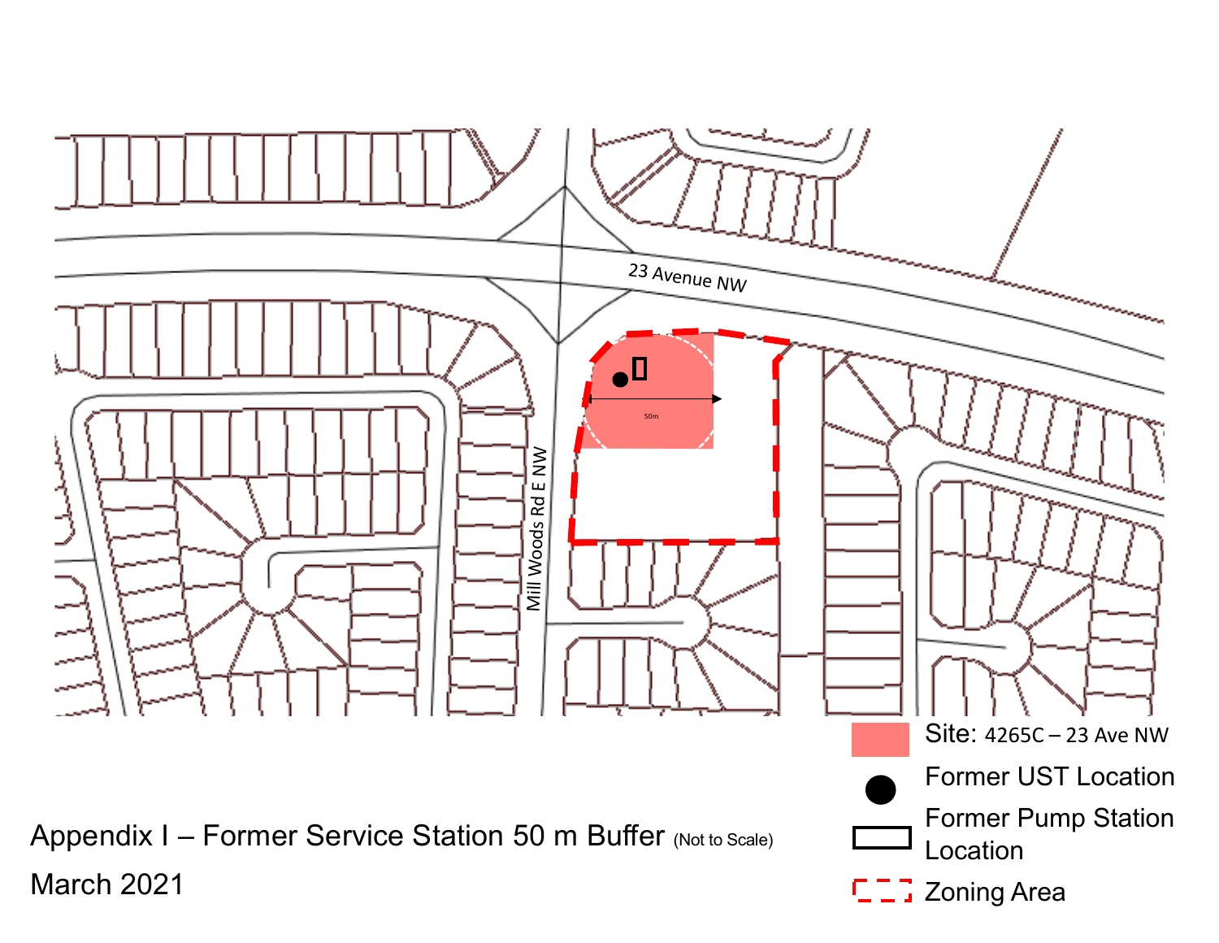23 Avenue NW

Mill Woods Rd E NW

50m

Site: 4265C – 23 Ave NW

Former UST Location

Former Pump Station Location

Zoning Area

Appendix I – Former Service Station 50 m Buffer (Not to Scale)

March 2021